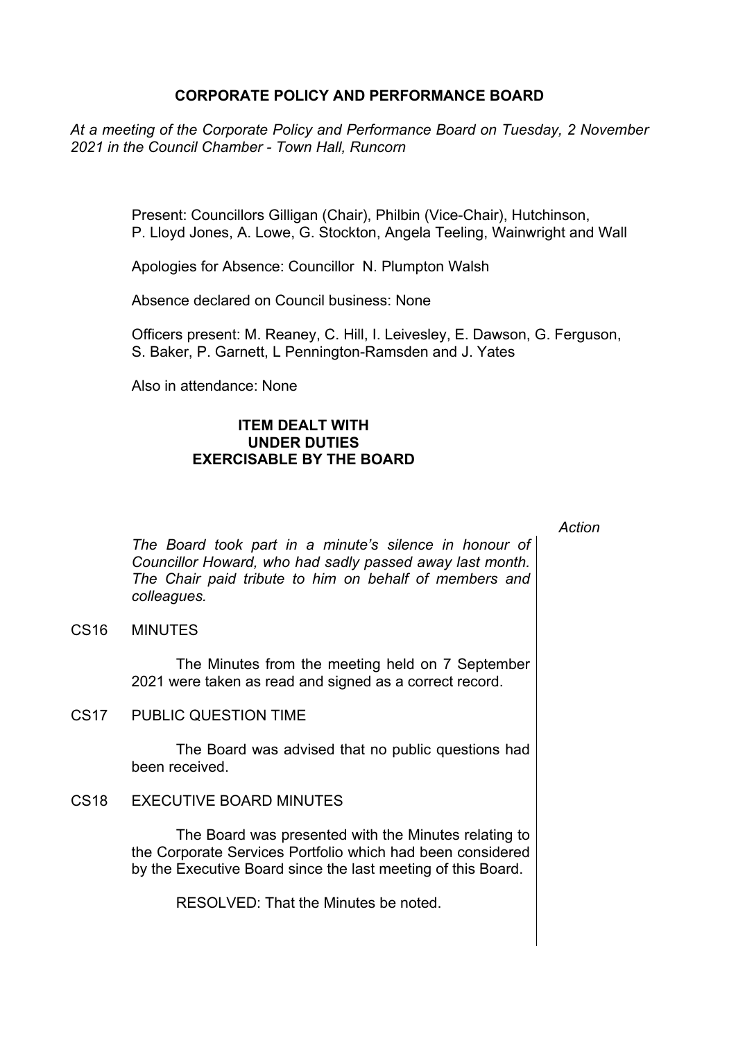**CORPORATE POLICY AND PERFORMANCE BOARD**

*At a meeting of the Corporate Policy and Performance Board on Tuesday, 2 November 2021 in the Council Chamber - Town Hall, Runcorn*

Present: Councillors Gilligan (Chair), Philbin (Vice-Chair), Hutchinson, P. Lloyd Jones, A. Lowe, G. Stockton, Angela Teeling, Wainwright and Wall

Apologies for Absence: Councillor N. Plumpton Walsh

Absence declared on Council business: None

Officers present: M. Reaney, C. Hill, I. Leivesley, E. Dawson, G. Ferguson, S. Baker, P. Garnett, L Pennington-Ramsden and J. Yates

Also in attendance: None

**ITEM DEALT WITH UNDER DUTIES EXERCISABLE BY THE BOARD**

*Action*

*The Board took part in a minute's silence in honour of Councillor Howard, who had sadly passed away last month. The Chair paid tribute to him on behalf of members and colleagues.*

CS16 MINUTES

The Minutes from the meeting held on 7 September 2021 were taken as read and signed as a correct record.

CS17 PUBLIC QUESTION TIME

The Board was advised that no public questions had been received.

CS18 EXECUTIVE BOARD MINUTES

The Board was presented with the Minutes relating to the Corporate Services Portfolio which had been considered by the Executive Board since the last meeting of this Board.

RESOLVED: That the Minutes be noted.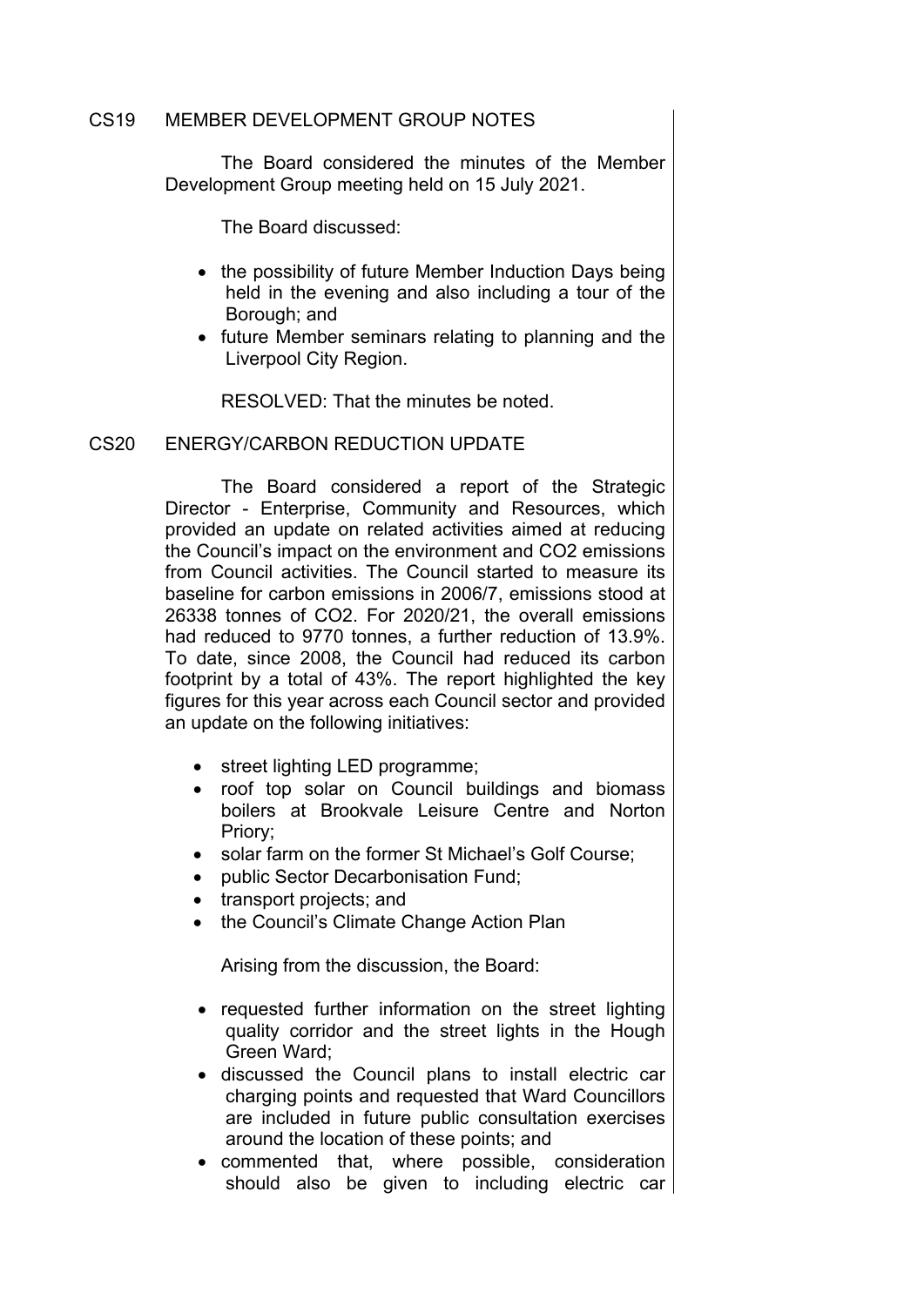## CS19 MEMBER DEVELOPMENT GROUP NOTES

The Board considered the minutes of the Member Development Group meeting held on 15 July 2021.

The Board discussed:

- the possibility of future Member Induction Days being held in the evening and also including a tour of the Borough; and
- future Member seminars relating to planning and the Liverpool City Region.

RESOLVED: That the minutes be noted.

## CS20 ENERGY/CARBON REDUCTION UPDATE

The Board considered a report of the Strategic Director - Enterprise, Community and Resources, which provided an update on related activities aimed at reducing the Council's impact on the environment and $CO_2$ emissions from Council activities. The Council started to measure its baseline for carbon emissions in 2006/7, emissions stood at 26338 tonnes of $CO_2$. For 2020/21, the overall emissions had reduced to 9770 tonnes, a further reduction of 13.9%. To date, since 2008, the Council had reduced its carbon footprint by a total of 43%. The report highlighted the key figures for this year across each Council sector and provided an update on the following initiatives:

- street lighting LED programme;
- roof top solar on Council buildings and biomass boilers at Brookvale Leisure Centre and Norton Priory;
- solar farm on the former St Michael's Golf Course;
- public Sector Decarbonisation Fund;
- transport projects; and
- the Council's Climate Change Action Plan

Arising from the discussion, the Board:

- requested further information on the street lighting quality corridor and the street lights in the Hough Green Ward;
- discussed the Council plans to install electric car charging points and requested that Ward Councillors are included in future public consultation exercises around the location of these points; and
- commented that, where possible, consideration should also be given to including electric car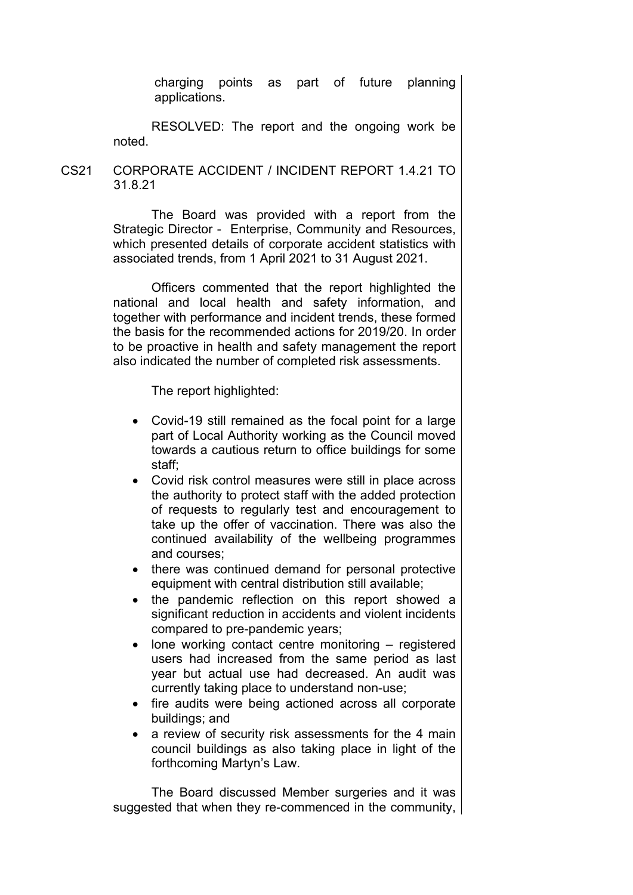charging points as part of future planning applications.

RESOLVED: The report and the ongoing work be noted.

CS21 CORPORATE ACCIDENT / INCIDENT REPORT 1.4.21 TO 31.8.21

The Board was provided with a report from the Strategic Director - Enterprise, Community and Resources, which presented details of corporate accident statistics with associated trends, from 1 April 2021 to 31 August 2021.

Officers commented that the report highlighted the national and local health and safety information, and together with performance and incident trends, these formed the basis for the recommended actions for 2019/20. In order to be proactive in health and safety management the report also indicated the number of completed risk assessments.

The report highlighted:

- Covid-19 still remained as the focal point for a large part of Local Authority working as the Council moved towards a cautious return to office buildings for some staff;
- Covid risk control measures were still in place across the authority to protect staff with the added protection of requests to regularly test and encouragement to take up the offer of vaccination. There was also the continued availability of the wellbeing programmes and courses;
- there was continued demand for personal protective equipment with central distribution still available;
- the pandemic reflection on this report showed a significant reduction in accidents and violent incidents compared to pre-pandemic years;
- lone working contact centre monitoring – registered users had increased from the same period as last year but actual use had decreased. An audit was currently taking place to understand non-use;
- fire audits were being actioned across all corporate buildings; and
- a review of security risk assessments for the 4 main council buildings as also taking place in light of the forthcoming Martyn's Law.

The Board discussed Member surgeries and it was suggested that when they re-commenced in the community,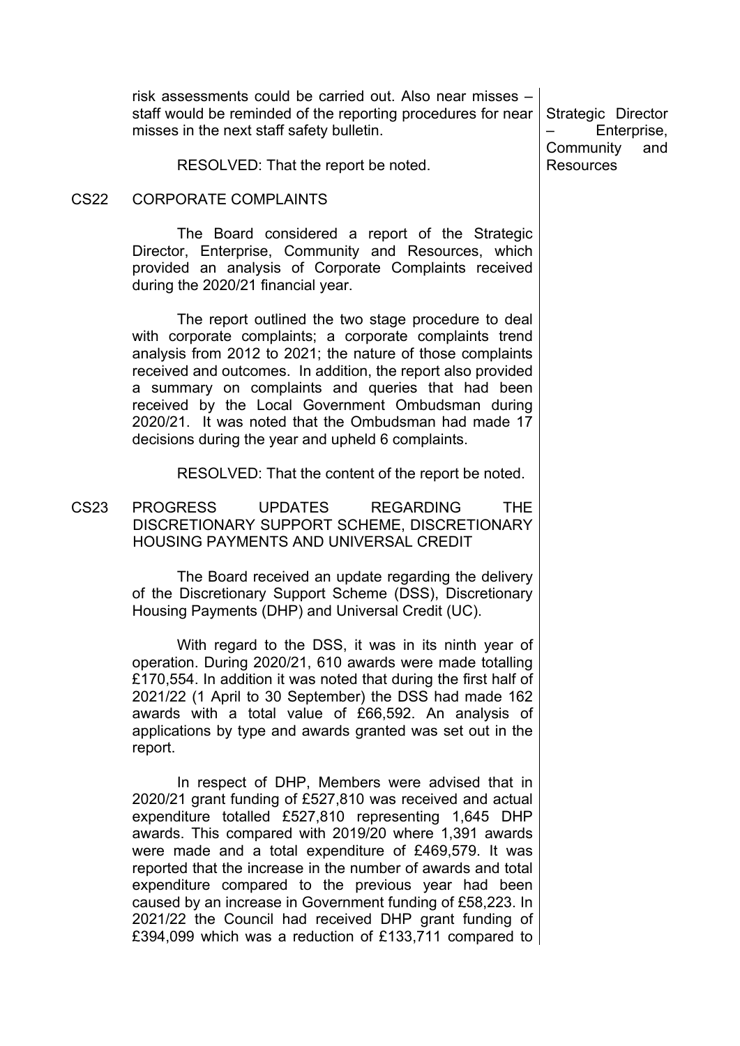risk assessments could be carried out. Also near misses – staff would be reminded of the reporting procedures for near misses in the next staff safety bulletin.

Strategic Director – Enterprise, Community and Resources

RESOLVED: That the report be noted.

CS22 CORPORATE COMPLAINTS

The Board considered a report of the Strategic Director, Enterprise, Community and Resources, which provided an analysis of Corporate Complaints received during the 2020/21 financial year.

The report outlined the two stage procedure to deal with corporate complaints; a corporate complaints trend analysis from 2012 to 2021; the nature of those complaints received and outcomes. In addition, the report also provided a summary on complaints and queries that had been received by the Local Government Ombudsman during 2020/21. It was noted that the Ombudsman had made 17 decisions during the year and upheld 6 complaints.

RESOLVED: That the content of the report be noted.

CS23 PROGRESS UPDATES REGARDING THE DISCRETIONARY SUPPORT SCHEME, DISCRETIONARY HOUSING PAYMENTS AND UNIVERSAL CREDIT

The Board received an update regarding the delivery of the Discretionary Support Scheme (DSS), Discretionary Housing Payments (DHP) and Universal Credit (UC).

With regard to the DSS, it was in its ninth year of operation. During 2020/21, 610 awards were made totalling £170,554. In addition it was noted that during the first half of 2021/22 (1 April to 30 September) the DSS had made 162 awards with a total value of £66,592. An analysis of applications by type and awards granted was set out in the report.

In respect of DHP, Members were advised that in 2020/21 grant funding of £527,810 was received and actual expenditure totalled £527,810 representing 1,645 DHP awards. This compared with 2019/20 where 1,391 awards were made and a total expenditure of £469,579. It was reported that the increase in the number of awards and total expenditure compared to the previous year had been caused by an increase in Government funding of £58,223. In 2021/22 the Council had received DHP grant funding of £394,099 which was a reduction of £133,711 compared to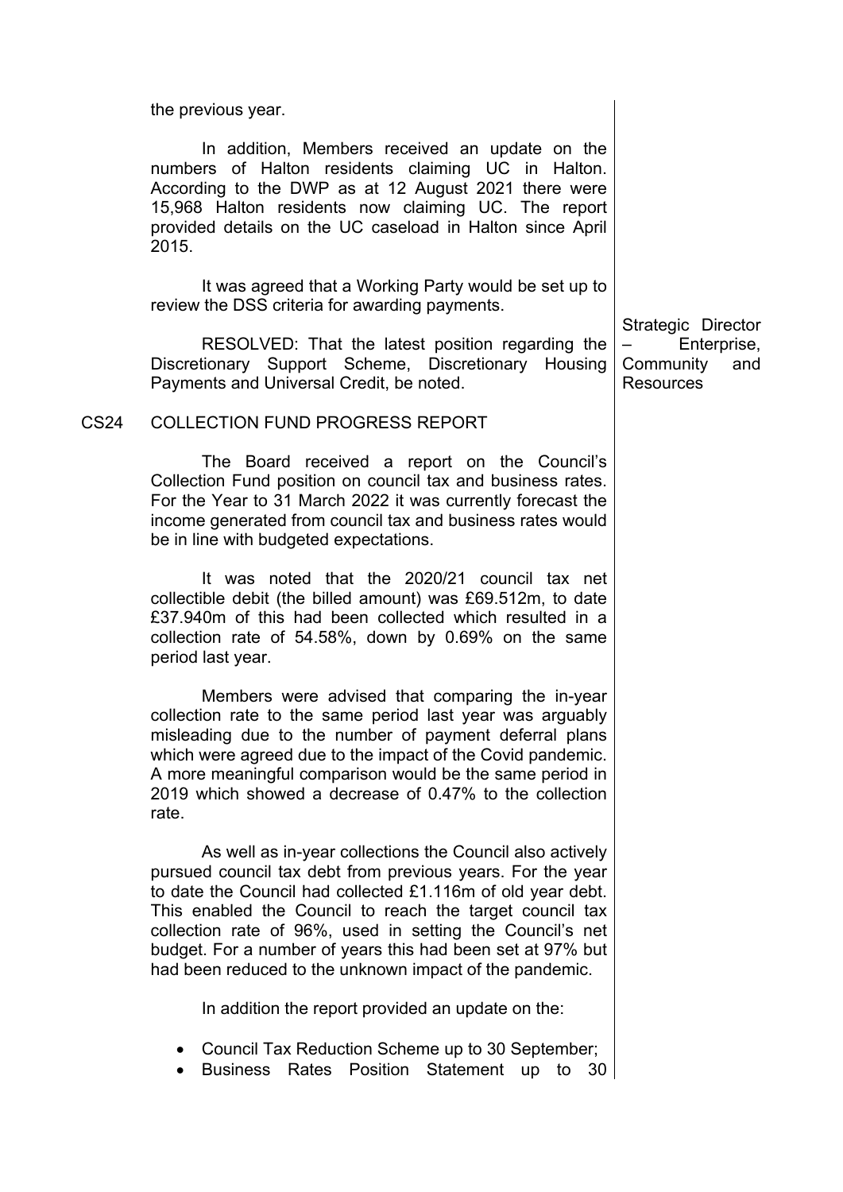the previous year.

In addition, Members received an update on the numbers of Halton residents claiming UC in Halton. According to the DWP as at 12 August 2021 there were 15,968 Halton residents now claiming UC. The report provided details on the UC caseload in Halton since April 2015.

It was agreed that a Working Party would be set up to review the DSS criteria for awarding payments.

RESOLVED: That the latest position regarding the Discretionary Support Scheme, Discretionary Housing Payments and Universal Credit, be noted.

Strategic Director – Enterprise, Community and Resources

CS24 COLLECTION FUND PROGRESS REPORT

The Board received a report on the Council's Collection Fund position on council tax and business rates. For the Year to 31 March 2022 it was currently forecast the income generated from council tax and business rates would be in line with budgeted expectations.

It was noted that the 2020/21 council tax net collectible debit (the billed amount) was £69.512m, to date £37.940m of this had been collected which resulted in a collection rate of 54.58%, down by 0.69% on the same period last year.

Members were advised that comparing the in-year collection rate to the same period last year was arguably misleading due to the number of payment deferral plans which were agreed due to the impact of the Covid pandemic. A more meaningful comparison would be the same period in 2019 which showed a decrease of 0.47% to the collection rate.

As well as in-year collections the Council also actively pursued council tax debt from previous years. For the year to date the Council had collected £1.116m of old year debt. This enabled the Council to reach the target council tax collection rate of 96%, used in setting the Council's net budget. For a number of years this had been set at 97% but had been reduced to the unknown impact of the pandemic.

In addition the report provided an update on the:

- Council Tax Reduction Scheme up to 30 September;
- Business Rates Position Statement up to 30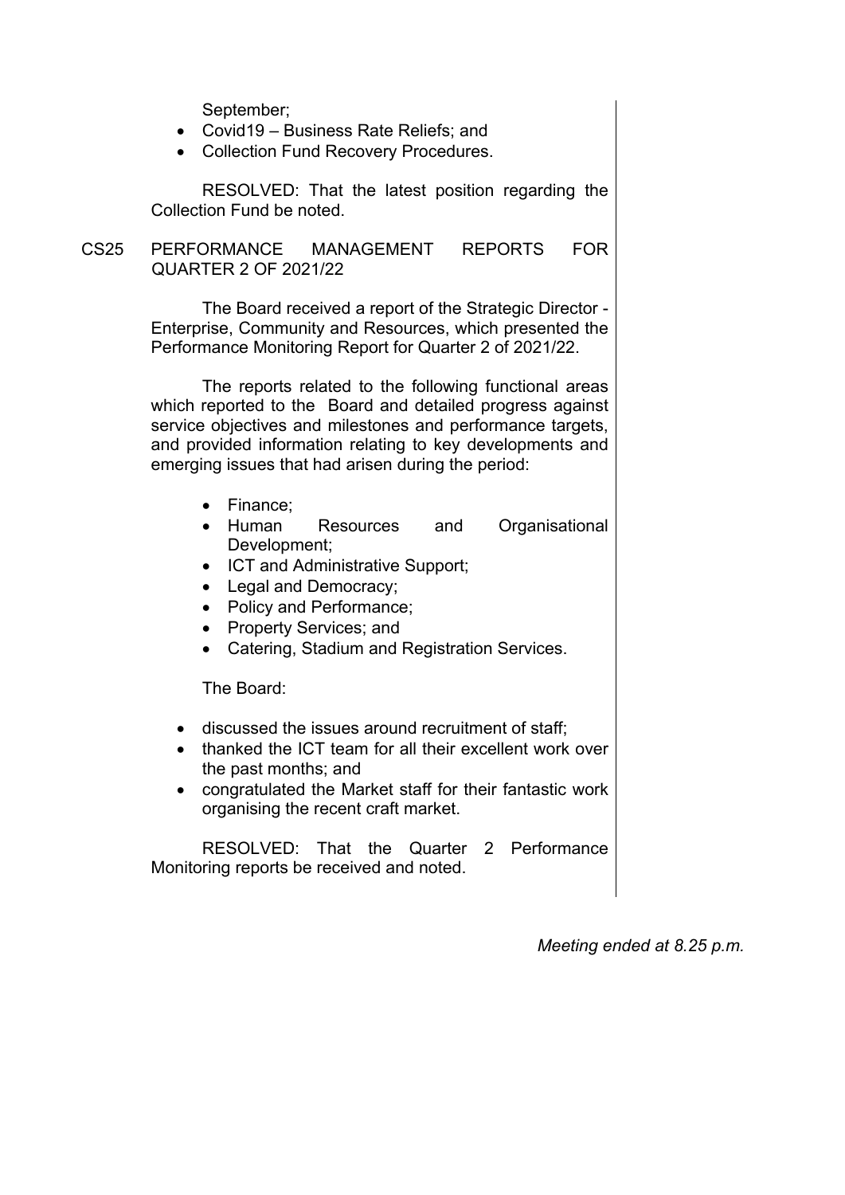September;

- Covid19 – Business Rate Reliefs; and
- Collection Fund Recovery Procedures.

RESOLVED: That the latest position regarding the Collection Fund be noted.

## CS25 PERFORMANCE MANAGEMENT REPORTS FOR QUARTER 2 OF 2021/22

The Board received a report of the Strategic Director - Enterprise, Community and Resources, which presented the Performance Monitoring Report for Quarter 2 of 2021/22.

The reports related to the following functional areas which reported to the Board and detailed progress against service objectives and milestones and performance targets, and provided information relating to key developments and emerging issues that had arisen during the period:

- Finance;
- Human Resources and Organisational Development;
- ICT and Administrative Support;
- Legal and Democracy;
- Policy and Performance;
- Property Services; and
- Catering, Stadium and Registration Services.

The Board:

- discussed the issues around recruitment of staff;
- thanked the ICT team for all their excellent work over the past months; and
- congratulated the Market staff for their fantastic work organising the recent craft market.

RESOLVED: That the Quarter 2 Performance Monitoring reports be received and noted.

*Meeting ended at 8.25 p.m.*